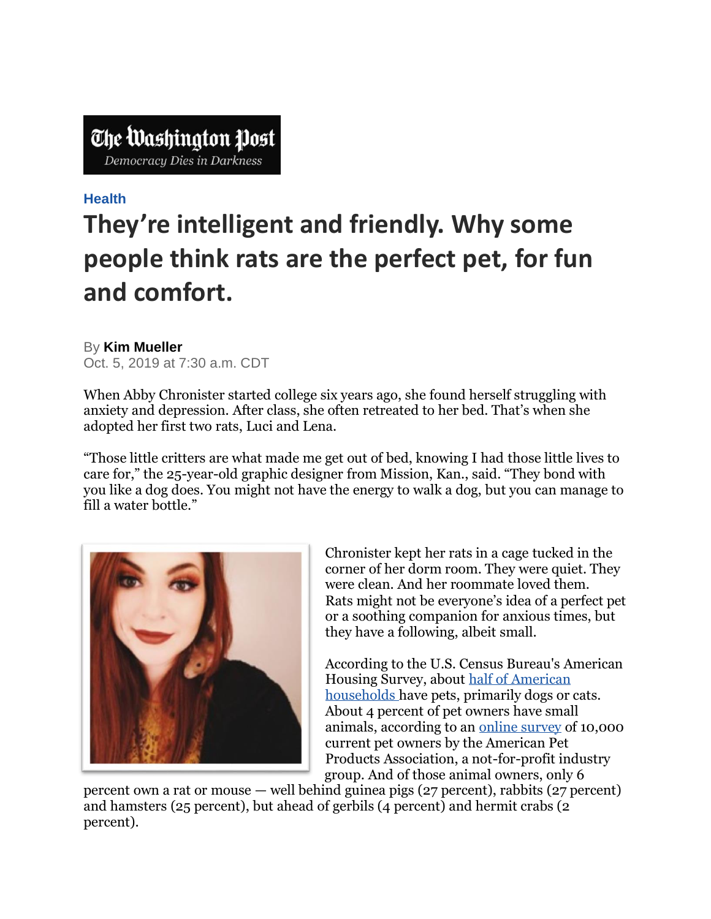The Washington Post

*Democracy Dies in Darkness*

**Health**

# They're intelligent and friendly. Why some people think rats are the perfect pet, for fun and comfort.

By **Kim Mueller**

Oct. 5, 2019 at 7:30 a.m. CDT

When Abby Chronister started college six years ago, she found herself struggling with anxiety and depression. After class, she often retreated to her bed. That's when she adopted her first two rats, Luci and Lena.

"Those little critters are what made me get out of bed, knowing I had those little lives to care for," the 25-year-old graphic designer from Mission, Kan., said. "They bond with you like a dog does. You might not have the energy to walk a dog, but you can manage to fill a water bottle."

Chronister kept her rats in a cage tucked in the corner of her dorm room. They were quiet. They were clean. And her roommate loved them. Rats might not be everyone's idea of a perfect pet or a soothing companion for anxious times, but they have a following, albeit small.

According to the U.S. Census Bureau's American Housing Survey, about half of American households have pets, primarily dogs or cats. About 4 percent of pet owners have small animals, according to an online survey of 10,000 current pet owners by the American Pet Products Association, a not-for-profit industry group. And of those animal owners, only 6 percent own a rat or mouse — well behind guinea pigs (27 percent), rabbits (27 percent) and hamsters (25 percent), but ahead of gerbils (4 percent) and hermit crabs (2 percent).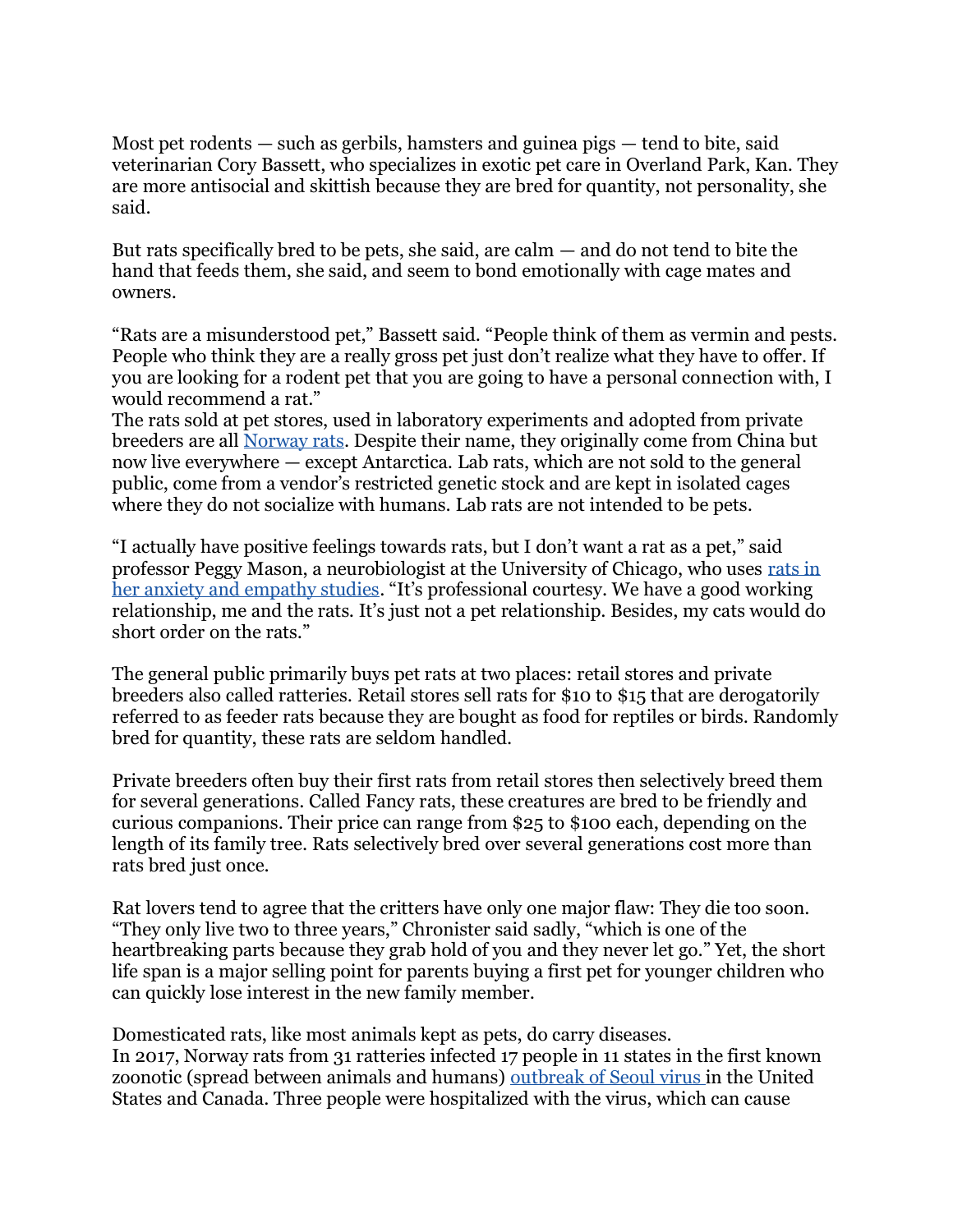Most pet rodents — such as gerbils, hamsters and guinea pigs — tend to bite, said veterinarian Cory Bassett, who specializes in exotic pet care in Overland Park, Kan. They are more antisocial and skittish because they are bred for quantity, not personality, she said.

But rats specifically bred to be pets, she said, are calm — and do not tend to bite the hand that feeds them, she said, and seem to bond emotionally with cage mates and owners.

"Rats are a misunderstood pet," Bassett said. "People think of them as vermin and pests. People who think they are a really gross pet just don't realize what they have to offer. If you are looking for a rodent pet that you are going to have a personal connection with, I would recommend a rat."

The rats sold at pet stores, used in laboratory experiments and adopted from private breeders are all Norway rats. Despite their name, they originally come from China but now live everywhere — except Antarctica. Lab rats, which are not sold to the general public, come from a vendor's restricted genetic stock and are kept in isolated cages where they do not socialize with humans. Lab rats are not intended to be pets.

"I actually have positive feelings towards rats, but I don't want a rat as a pet," said professor Peggy Mason, a neurobiologist at the University of Chicago, who uses rats in her anxiety and empathy studies. "It's professional courtesy. We have a good working relationship, me and the rats. It's just not a pet relationship. Besides, my cats would do short order on the rats."

The general public primarily buys pet rats at two places: retail stores and private breeders also called ratteries. Retail stores sell rats for $10 to $15 that are derogatorily referred to as feeder rats because they are bought as food for reptiles or birds. Randomly bred for quantity, these rats are seldom handled.

Private breeders often buy their first rats from retail stores then selectively breed them for several generations. Called Fancy rats, these creatures are bred to be friendly and curious companions. Their price can range from $25 to $100 each, depending on the length of its family tree. Rats selectively bred over several generations cost more than rats bred just once.

Rat lovers tend to agree that the critters have only one major flaw: They die too soon. "They only live two to three years," Chronister said sadly, "which is one of the heartbreaking parts because they grab hold of you and they never let go." Yet, the short life span is a major selling point for parents buying a first pet for younger children who can quickly lose interest in the new family member.

Domesticated rats, like most animals kept as pets, do carry diseases.

In 2017, Norway rats from 31 ratteries infected 17 people in 11 states in the first known zoonotic (spread between animals and humans) outbreak of Seoul virus in the United States and Canada. Three people were hospitalized with the virus, which can cause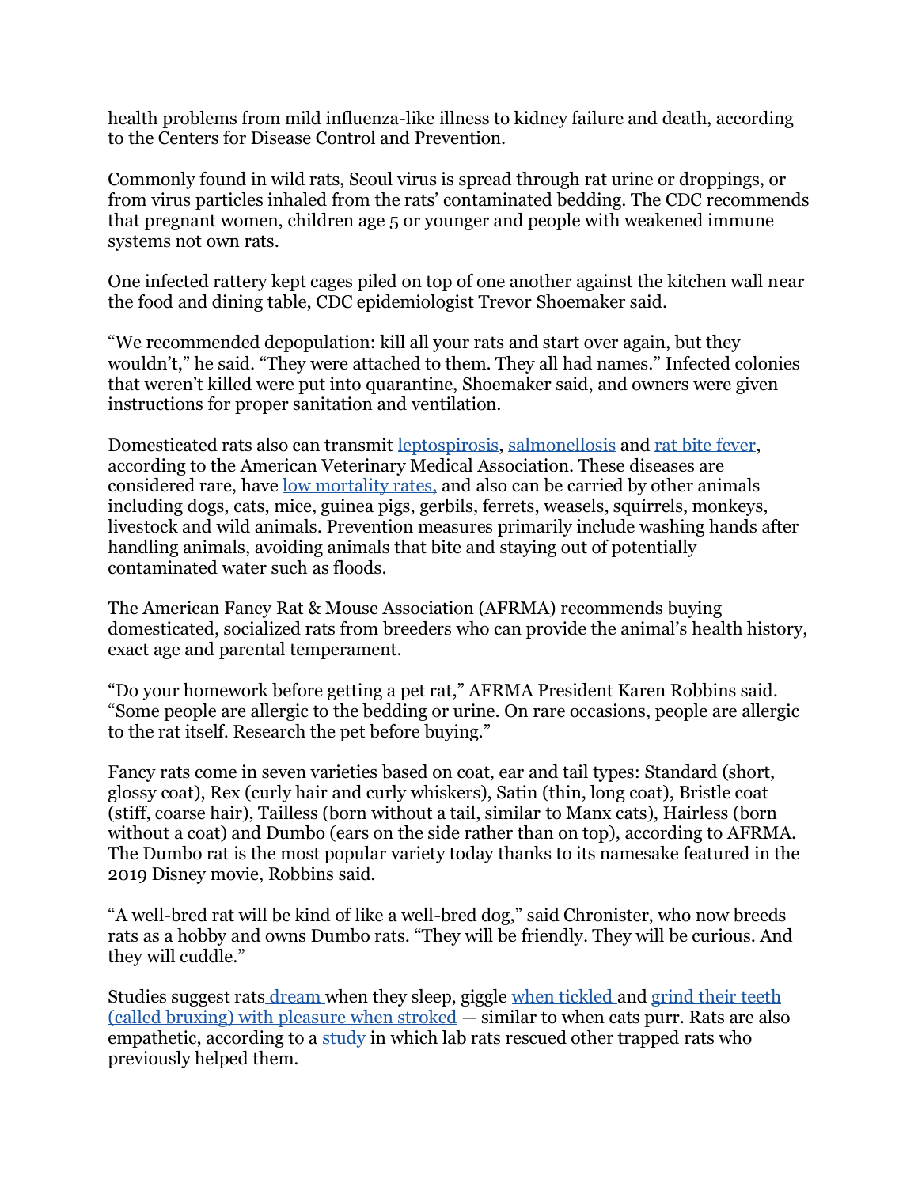health problems from mild influenza-like illness to kidney failure and death, according to the Centers for Disease Control and Prevention.

Commonly found in wild rats, Seoul virus is spread through rat urine or droppings, or from virus particles inhaled from the rats' contaminated bedding. The CDC recommends that pregnant women, children age 5 or younger and people with weakened immune systems not own rats.

One infected rattery kept cages piled on top of one another against the kitchen wall near the food and dining table, CDC epidemiologist Trevor Shoemaker said.

"We recommended depopulation: kill all your rats and start over again, but they wouldn't," he said. "They were attached to them. They all had names." Infected colonies that weren't killed were put into quarantine, Shoemaker said, and owners were given instructions for proper sanitation and ventilation.

Domesticated rats also can transmit leptospirosis, salmonellosis and rat bite fever, according to the American Veterinary Medical Association. These diseases are considered rare, have low mortality rates, and also can be carried by other animals including dogs, cats, mice, guinea pigs, gerbils, ferrets, weasels, squirrels, monkeys, livestock and wild animals. Prevention measures primarily include washing hands after handling animals, avoiding animals that bite and staying out of potentially contaminated water such as floods.

The American Fancy Rat & Mouse Association (AFRMA) recommends buying domesticated, socialized rats from breeders who can provide the animal's health history, exact age and parental temperament.

"Do your homework before getting a pet rat," AFRMA President Karen Robbins said. "Some people are allergic to the bedding or urine. On rare occasions, people are allergic to the rat itself. Research the pet before buying."

Fancy rats come in seven varieties based on coat, ear and tail types: Standard (short, glossy coat), Rex (curly hair and curly whiskers), Satin (thin, long coat), Bristle coat (stiff, coarse hair), Tailless (born without a tail, similar to Manx cats), Hairless (born without a coat) and Dumbo (ears on the side rather than on top), according to AFRMA. The Dumbo rat is the most popular variety today thanks to its namesake featured in the 2019 Disney movie, Robbins said.

"A well-bred rat will be kind of like a well-bred dog," said Chronister, who now breeds rats as a hobby and owns Dumbo rats. "They will be friendly. They will be curious. And they will cuddle."

Studies suggest rats dream when they sleep, giggle when tickled and grind their teeth (called bruxing) with pleasure when stroked — similar to when cats purr. Rats are also empathetic, according to a study in which lab rats rescued other trapped rats who previously helped them.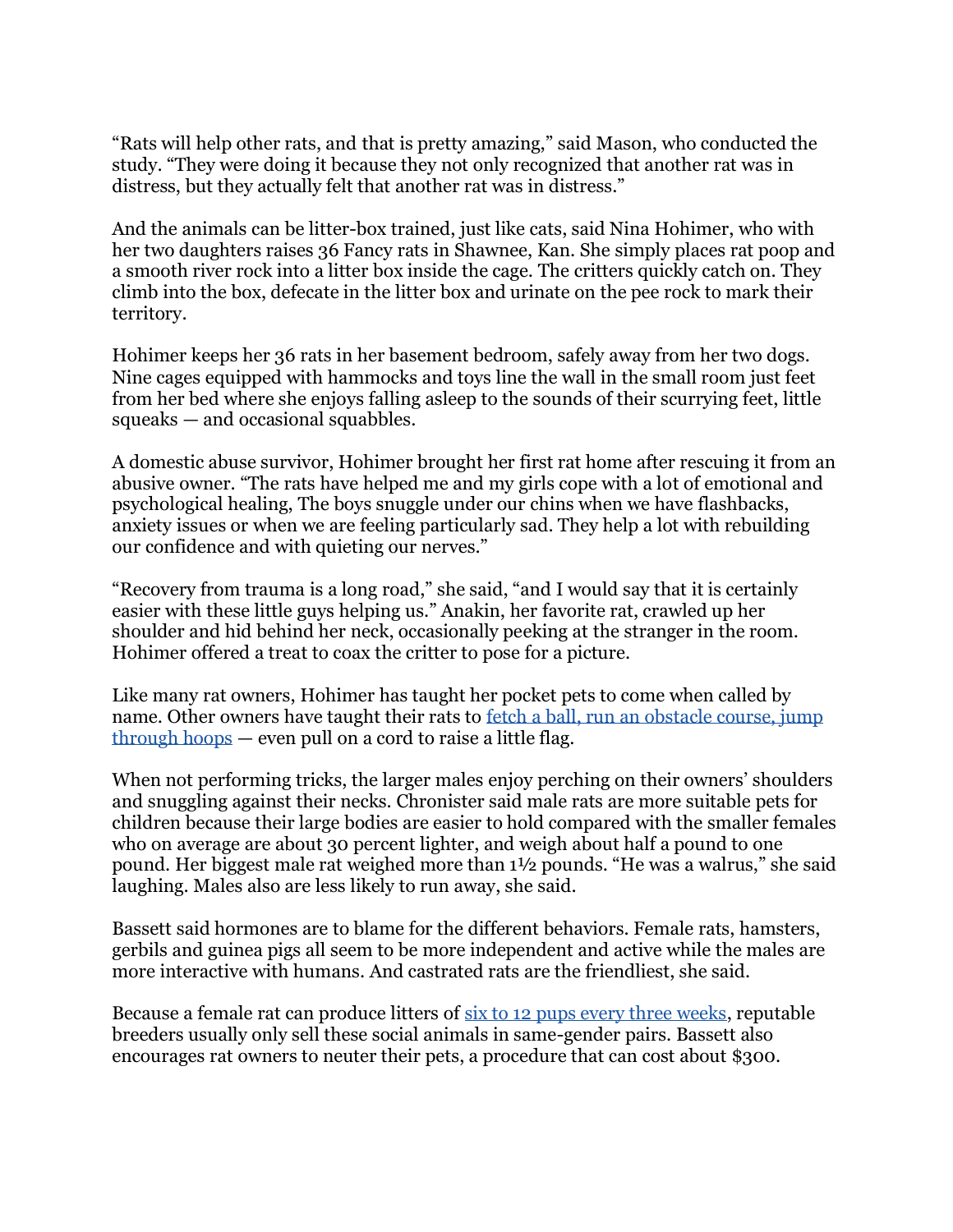"Rats will help other rats, and that is pretty amazing," said Mason, who conducted the study. "They were doing it because they not only recognized that another rat was in distress, but they actually felt that another rat was in distress."

And the animals can be litter-box trained, just like cats, said Nina Hohimer, who with her two daughters raises 36 Fancy rats in Shawnee, Kan. She simply places rat poop and a smooth river rock into a litter box inside the cage. The critters quickly catch on. They climb into the box, defecate in the litter box and urinate on the pee rock to mark their territory.

Hohimer keeps her 36 rats in her basement bedroom, safely away from her two dogs. Nine cages equipped with hammocks and toys line the wall in the small room just feet from her bed where she enjoys falling asleep to the sounds of their scurrying feet, little squeaks — and occasional squabbles.

A domestic abuse survivor, Hohimer brought her first rat home after rescuing it from an abusive owner. "The rats have helped me and my girls cope with a lot of emotional and psychological healing, The boys snuggle under our chins when we have flashbacks, anxiety issues or when we are feeling particularly sad. They help a lot with rebuilding our confidence and with quieting our nerves."

"Recovery from trauma is a long road," she said, "and I would say that it is certainly easier with these little guys helping us." Anakin, her favorite rat, crawled up her shoulder and hid behind her neck, occasionally peeking at the stranger in the room. Hohimer offered a treat to coax the critter to pose for a picture.

Like many rat owners, Hohimer has taught her pocket pets to come when called by name. Other owners have taught their rats to fetch a ball, run an obstacle course, jump through hoops — even pull on a cord to raise a little flag.

When not performing tricks, the larger males enjoy perching on their owners' shoulders and snuggling against their necks. Chronister said male rats are more suitable pets for children because their large bodies are easier to hold compared with the smaller females who on average are about 30 percent lighter, and weigh about half a pound to one pound. Her biggest male rat weighed more than 1½ pounds. "He was a walrus," she said laughing. Males also are less likely to run away, she said.

Bassett said hormones are to blame for the different behaviors. Female rats, hamsters, gerbils and guinea pigs all seem to be more independent and active while the males are more interactive with humans. And castrated rats are the friendliest, she said.

Because a female rat can produce litters of six to 12 pups every three weeks, reputable breeders usually only sell these social animals in same-gender pairs. Bassett also encourages rat owners to neuter their pets, a procedure that can cost about $300.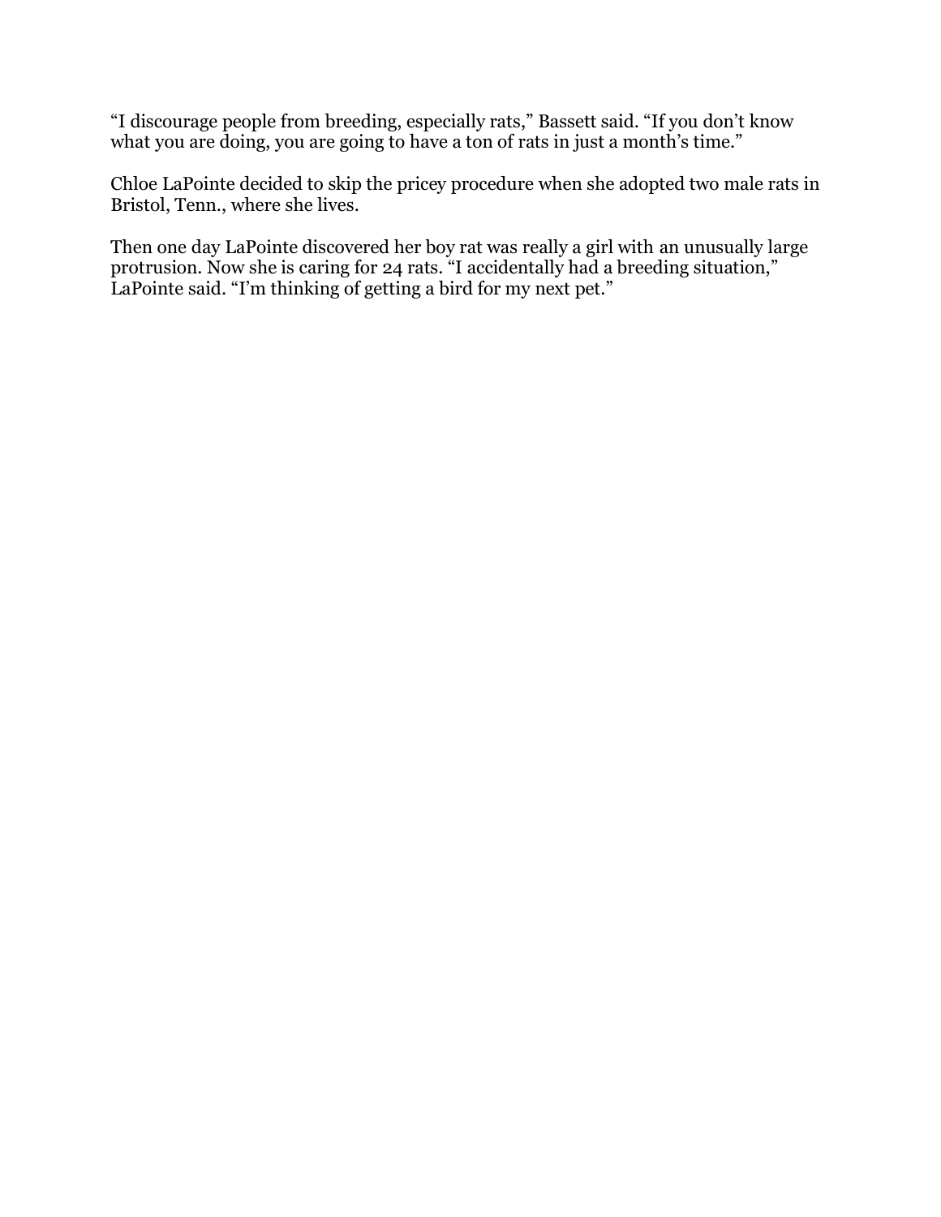"I discourage people from breeding, especially rats," Bassett said. "If you don't know what you are doing, you are going to have a ton of rats in just a month's time."

Chloe LaPointe decided to skip the pricey procedure when she adopted two male rats in Bristol, Tenn., where she lives.

Then one day LaPointe discovered her boy rat was really a girl with an unusually large protrusion. Now she is caring for 24 rats. "I accidentally had a breeding situation," LaPointe said. "I'm thinking of getting a bird for my next pet."